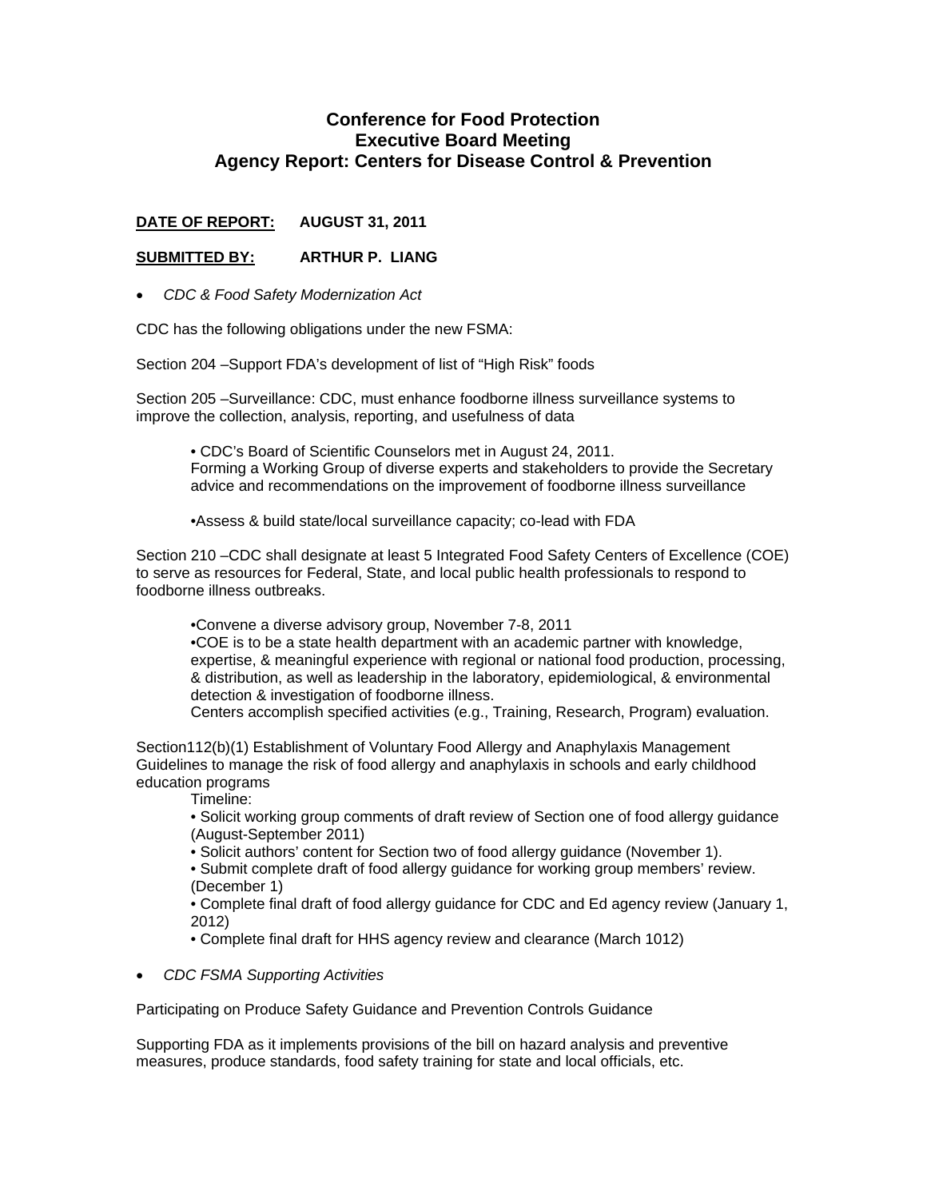# Conference for Food Protection
# Executive Board Meeting
# Agency Report: Centers for Disease Control & Prevention

**DATE OF REPORT:** **AUGUST 31, 2011**

**SUBMITTED BY:** **ARTHUR P. LIANG**

- *CDC & Food Safety Modernization Act*

CDC has the following obligations under the new FSMA:

Section 204 –Support FDA's development of list of "High Risk" foods

Section 205 –Surveillance: CDC, must enhance foodborne illness surveillance systems to improve the collection, analysis, reporting, and usefulness of data

> • CDC's Board of Scientific Counselors met in August 24, 2011.
> Forming a Working Group of diverse experts and stakeholders to provide the Secretary advice and recommendations on the improvement of foodborne illness surveillance
>
> •Assess & build state/local surveillance capacity; co-lead with FDA

Section 210 –CDC shall designate at least 5 Integrated Food Safety Centers of Excellence (COE) to serve as resources for Federal, State, and local public health professionals to respond to foodborne illness outbreaks.

> •Convene a diverse advisory group, November 7-8, 2011
> •COE is to be a state health department with an academic partner with knowledge, expertise, & meaningful experience with regional or national food production, processing, & distribution, as well as leadership in the laboratory, epidemiological, & environmental detection & investigation of foodborne illness.
> Centers accomplish specified activities (e.g., Training, Research, Program) evaluation.

Section112(b)(1) Establishment of Voluntary Food Allergy and Anaphylaxis Management Guidelines to manage the risk of food allergy and anaphylaxis in schools and early childhood education programs

> Timeline:
> • Solicit working group comments of draft review of Section one of food allergy guidance (August-September 2011)
> • Solicit authors' content for Section two of food allergy guidance (November 1).
> • Submit complete draft of food allergy guidance for working group members' review. (December 1)
> • Complete final draft of food allergy guidance for CDC and Ed agency review (January 1, 2012)
> • Complete final draft for HHS agency review and clearance (March 1012)

- *CDC FSMA Supporting Activities*

Participating on Produce Safety Guidance and Prevention Controls Guidance

Supporting FDA as it implements provisions of the bill on hazard analysis and preventive measures, produce standards, food safety training for state and local officials, etc.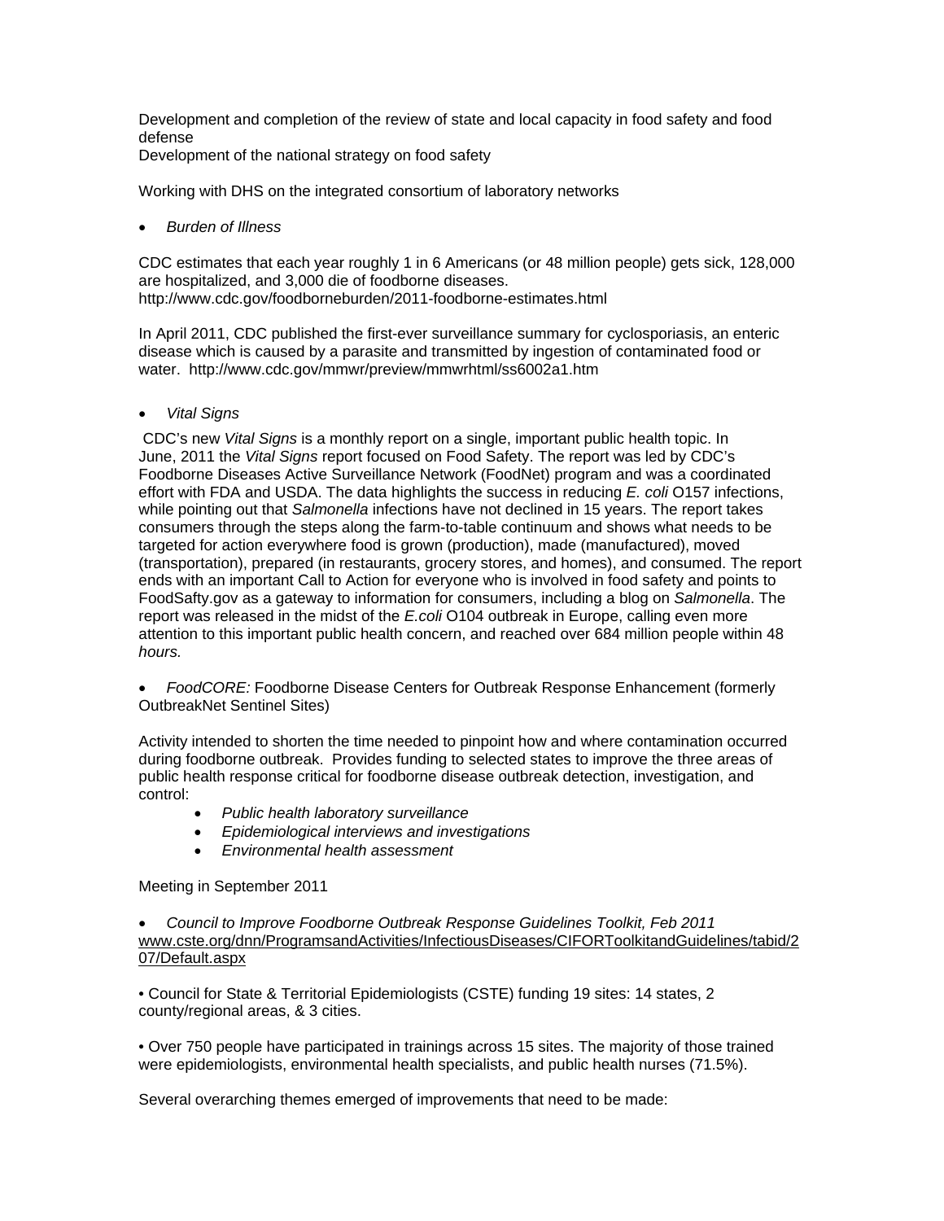Development and completion of the review of state and local capacity in food safety and food defense
Development of the national strategy on food safety

Working with DHS on the integrated consortium of laboratory networks

- *Burden of Illness*

CDC estimates that each year roughly 1 in 6 Americans (or 48 million people) gets sick, 128,000 are hospitalized, and 3,000 die of foodborne diseases.
http://www.cdc.gov/foodborneburden/2011-foodborne-estimates.html

In April 2011, CDC published the first-ever surveillance summary for cyclosporiasis, an enteric disease which is caused by a parasite and transmitted by ingestion of contaminated food or water. http://www.cdc.gov/mmwr/preview/mmwrhtml/ss6002a1.htm

- *Vital Signs*

CDC's new *Vital Signs* is a monthly report on a single, important public health topic. In June, 2011 the *Vital Signs* report focused on Food Safety. The report was led by CDC's Foodborne Diseases Active Surveillance Network (FoodNet) program and was a coordinated effort with FDA and USDA. The data highlights the success in reducing *E. coli* O157 infections, while pointing out that *Salmonella* infections have not declined in 15 years. The report takes consumers through the steps along the farm-to-table continuum and shows what needs to be targeted for action everywhere food is grown (production), made (manufactured), moved (transportation), prepared (in restaurants, grocery stores, and homes), and consumed. The report ends with an important Call to Action for everyone who is involved in food safety and points to FoodSafty.gov as a gateway to information for consumers, including a blog on *Salmonella*. The report was released in the midst of the *E.coli* O104 outbreak in Europe, calling even more attention to this important public health concern, and reached over 684 million people within 48 *hours.*

- *FoodCORE:* Foodborne Disease Centers for Outbreak Response Enhancement (formerly OutbreakNet Sentinel Sites)

Activity intended to shorten the time needed to pinpoint how and where contamination occurred during foodborne outbreak. Provides funding to selected states to improve the three areas of public health response critical for foodborne disease outbreak detection, investigation, and control:

- *Public health laboratory surveillance*
- *Epidemiological interviews and investigations*
- *Environmental health assessment*

Meeting in September 2011

- *Council to Improve Foodborne Outbreak Response Guidelines Toolkit, Feb 2011*

www.cste.org/dnn/ProgramsandActivities/InfectiousDiseases/CIFORToolkitandGuidelines/tabid/207/Default.aspx

• Council for State & Territorial Epidemiologists (CSTE) funding 19 sites: 14 states, 2 county/regional areas, & 3 cities.

• Over 750 people have participated in trainings across 15 sites. The majority of those trained were epidemiologists, environmental health specialists, and public health nurses (71.5%).

Several overarching themes emerged of improvements that need to be made: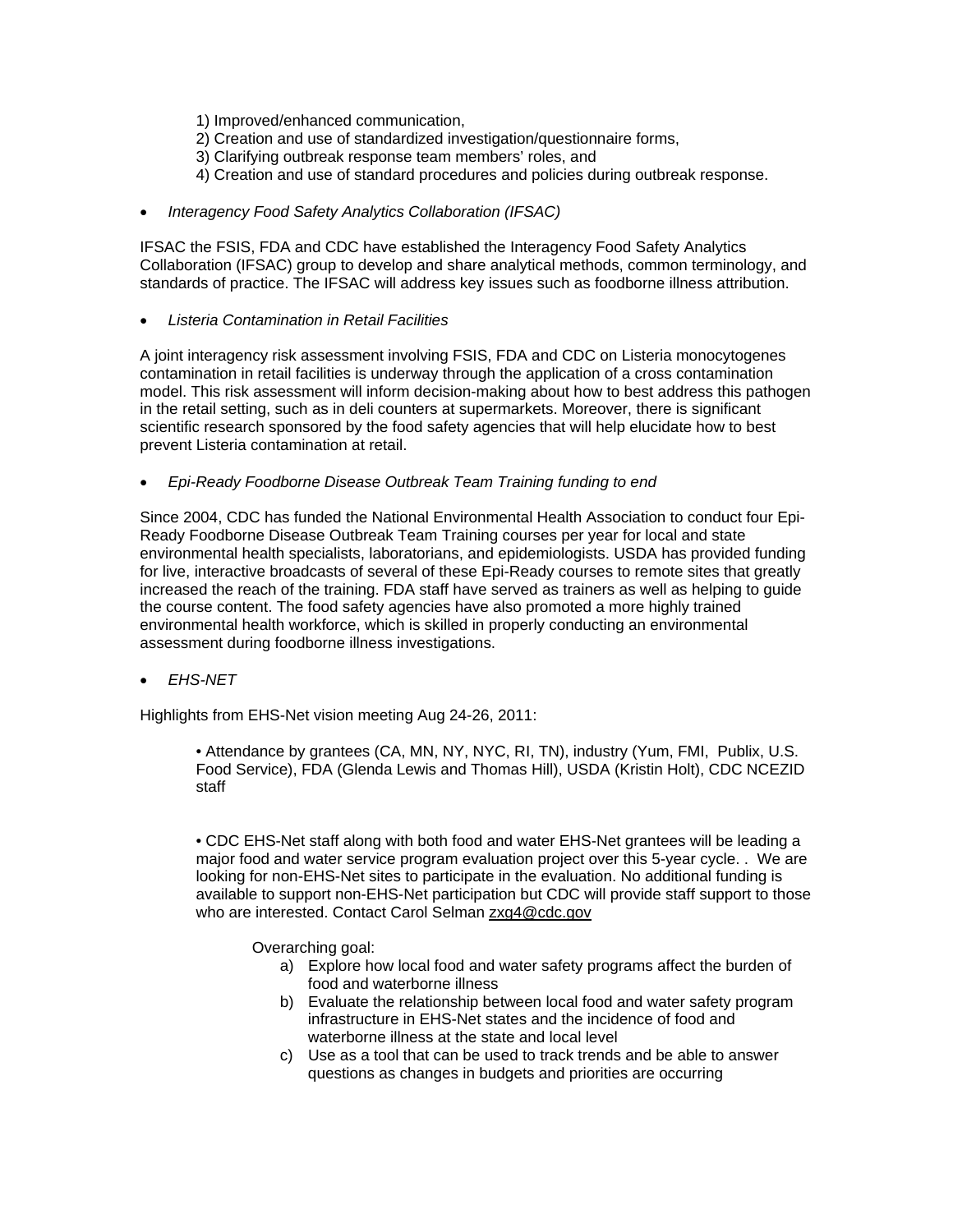1) Improved/enhanced communication,
2) Creation and use of standardized investigation/questionnaire forms,
3) Clarifying outbreak response team members' roles, and
4) Creation and use of standard procedures and policies during outbreak response.

- *Interagency Food Safety Analytics Collaboration (IFSAC)*

IFSAC the FSIS, FDA and CDC have established the Interagency Food Safety Analytics Collaboration (IFSAC) group to develop and share analytical methods, common terminology, and standards of practice. The IFSAC will address key issues such as foodborne illness attribution.

- *Listeria Contamination in Retail Facilities*

A joint interagency risk assessment involving FSIS, FDA and CDC on Listeria monocytogenes contamination in retail facilities is underway through the application of a cross contamination model. This risk assessment will inform decision-making about how to best address this pathogen in the retail setting, such as in deli counters at supermarkets. Moreover, there is significant scientific research sponsored by the food safety agencies that will help elucidate how to best prevent Listeria contamination at retail.

- *Epi-Ready Foodborne Disease Outbreak Team Training funding to end*

Since 2004, CDC has funded the National Environmental Health Association to conduct four Epi-Ready Foodborne Disease Outbreak Team Training courses per year for local and state environmental health specialists, laboratorians, and epidemiologists. USDA has provided funding for live, interactive broadcasts of several of these Epi-Ready courses to remote sites that greatly increased the reach of the training. FDA staff have served as trainers as well as helping to guide the course content. The food safety agencies have also promoted a more highly trained environmental health workforce, which is skilled in properly conducting an environmental assessment during foodborne illness investigations.

- *EHS-NET*

Highlights from EHS-Net vision meeting Aug 24-26, 2011:

> • Attendance by grantees (CA, MN, NY, NYC, RI, TN), industry (Yum, FMI, Publix, U.S. Food Service), FDA (Glenda Lewis and Thomas Hill), USDA (Kristin Holt), CDC NCEZID staff
>
> • CDC EHS-Net staff along with both food and water EHS-Net grantees will be leading a major food and water service program evaluation project over this 5-year cycle. . We are looking for non-EHS-Net sites to participate in the evaluation. No additional funding is available to support non-EHS-Net participation but CDC will provide staff support to those who are interested. Contact Carol Selman zxg4@cdc.gov
>
> Overarching goal:
>
> a) Explore how local food and water safety programs affect the burden of food and waterborne illness
> b) Evaluate the relationship between local food and water safety program infrastructure in EHS-Net states and the incidence of food and waterborne illness at the state and local level
> c) Use as a tool that can be used to track trends and be able to answer questions as changes in budgets and priorities are occurring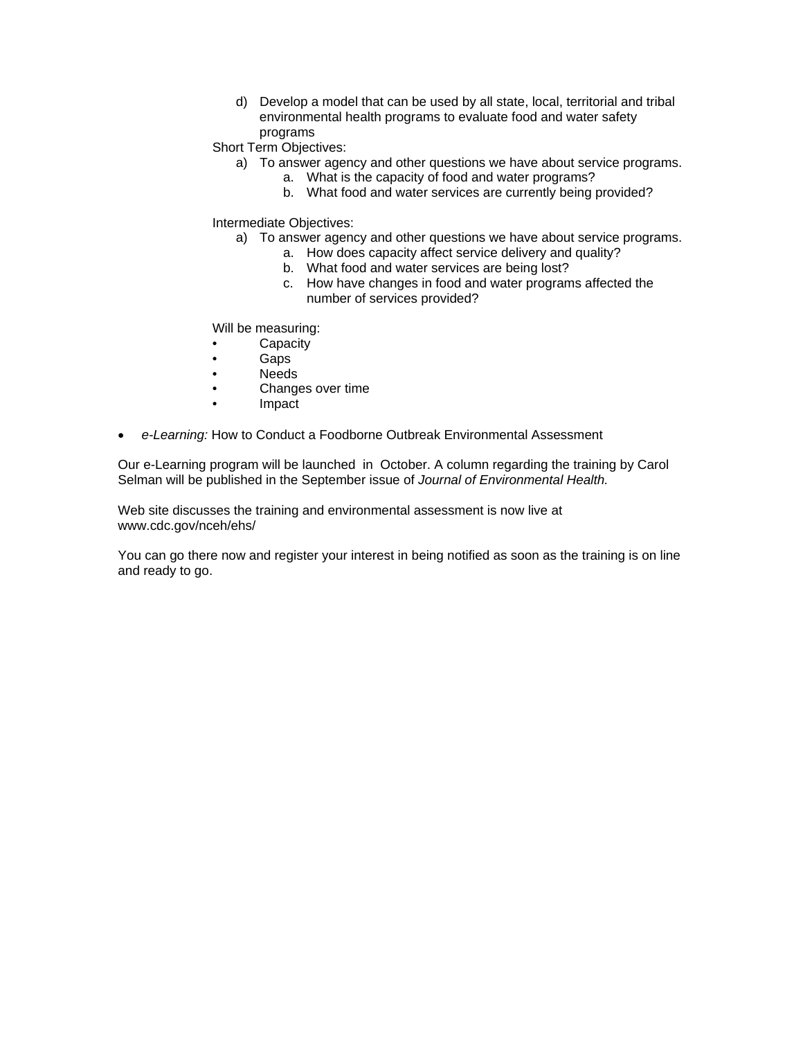d) Develop a model that can be used by all state, local, territorial and tribal environmental health programs to evaluate food and water safety programs

Short Term Objectives:

a) To answer agency and other questions we have about service programs.
   a. What is the capacity of food and water programs?
   b. What food and water services are currently being provided?

Intermediate Objectives:

a) To answer agency and other questions we have about service programs.
   a. How does capacity affect service delivery and quality?
   b. What food and water services are being lost?
   c. How have changes in food and water programs affected the number of services provided?

Will be measuring:

- Capacity
- Gaps
- Needs
- Changes over time
- Impact

- *e-Learning:* How to Conduct a Foodborne Outbreak Environmental Assessment

Our e-Learning program will be launched in October. A column regarding the training by Carol Selman will be published in the September issue of *Journal of Environmental Health.*

Web site discusses the training and environmental assessment is now live at www.cdc.gov/nceh/ehs/

You can go there now and register your interest in being notified as soon as the training is on line and ready to go.